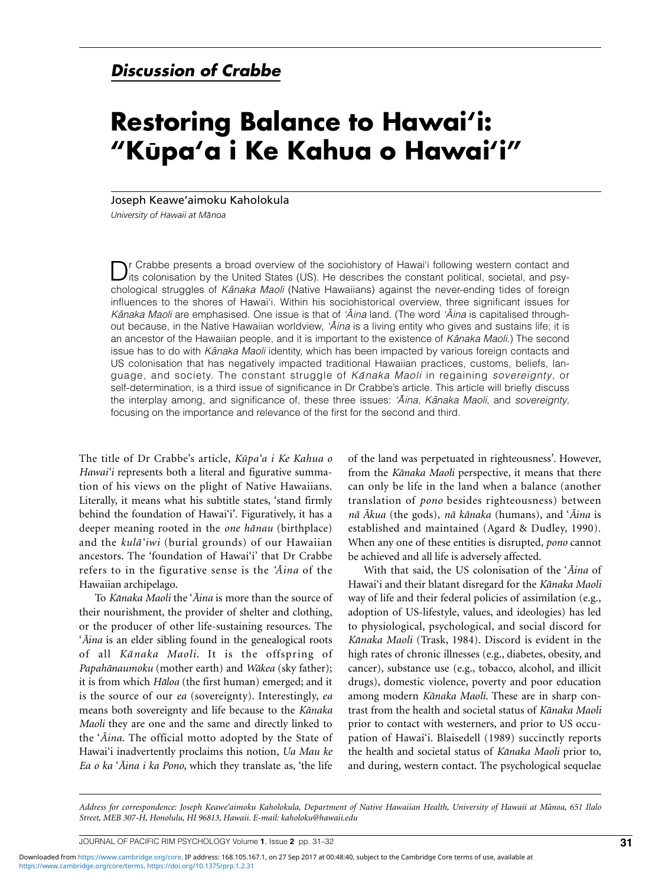## *Discussion of Crabbe*

# Restoring Balance to Hawai'i: "Kūpa'a i Ke Kahua o Hawai'i"

Joseph Keawe'aimoku Kaholokula

*University of Hawaii at Mānoa*

Dr Crabbe presents a broad overview of the sociohistory of Hawai'i following western contact and its colonisation by the United States (US). He describes the constant political, societal, and psychological struggles of *Kānaka Maoli* (Native Hawaiians) against the never-ending tides of foreign influences to the shores of Hawai'i. Within his sociohistorical overview, three significant issues for *Kānaka Maoli* are emphasised. One issue is that of *'Āina* land. (The word *'Āina* is capitalised throughout because, in the Native Hawaiian worldview, *'Āina* is a living entity who gives and sustains life; it is an ancestor of the Hawaiian people, and it is important to the existence of *Kānaka Maoli*.) The second issue has to do with *Kānaka Maoli* identity, which has been impacted by various foreign contacts and US colonisation that has negatively impacted traditional Hawaiian practices, customs, beliefs, language, and society. The constant struggle of *Kānaka Maoli* in regaining *sovereignty*, or self-determination, is a third issue of significance in Dr Crabbe's article. This article will briefly discuss the interplay among, and significance of, these three issues: *'Āina*, *Kānaka Maoli*, and *sovereignty*, focusing on the importance and relevance of the first for the second and third.

The title of Dr Crabbe's article, *Kūpa'a i Ke Kahua o Hawai'i* represents both a literal and figurative summation of his views on the plight of Native Hawaiians. Literally, it means what his subtitle states, 'stand firmly behind the foundation of Hawai'i'. Figuratively, it has a deeper meaning rooted in the *one hānau* (birthplace) and the *kulā'iwi* (burial grounds) of our Hawaiian ancestors. The 'foundation of Hawai'i' that Dr Crabbe refers to in the figurative sense is the *'Āina* of the Hawaiian archipelago.

To *Kānaka Maoli* the '*Āina* is more than the source of their nourishment, the provider of shelter and clothing, or the producer of other life-sustaining resources. The '*Āina* is an elder sibling found in the genealogical roots of all *Kānaka Maoli*. It is the offspring of *Papahānaumoku* (mother earth) and *Wākea* (sky father); it is from which *Hāloa* (the first human) emerged; and it is the source of our *ea* (sovereignty). Interestingly, *ea* means both sovereignty and life because to the *Kānaka Maoli* they are one and the same and directly linked to the '*Āina*. The official motto adopted by the State of Hawai'i inadvertently proclaims this notion, *Ua Mau ke Ea o ka 'Āina i ka Pono*, which they translate as, 'the life of the land was perpetuated in righteousness'. However, from the *Kānaka Maoli* perspective, it means that there can only be life in the land when a balance (another translation of *pono* besides righteousness) between *nā Ākua* (the gods), *nā kānaka* (humans), and '*Āina* is established and maintained (Agard & Dudley, 1990). When any one of these entities is disrupted, *pono* cannot be achieved and all life is adversely affected.

With that said, the US colonisation of the '*Āina* of Hawai'i and their blatant disregard for the *Kānaka Maoli* way of life and their federal policies of assimilation (e.g., adoption of US-lifestyle, values, and ideologies) has led to physiological, psychological, and social discord for *Kānaka Maoli* (Trask, 1984). Discord is evident in the high rates of chronic illnesses (e.g., diabetes, obesity, and cancer), substance use (e.g., tobacco, alcohol, and illicit drugs), domestic violence, poverty and poor education among modern *Kānaka Maoli*. These are in sharp contrast from the health and societal status of *Kānaka Maoli* prior to contact with westerners, and prior to US occupation of Hawai'i. Blaisedell (1989) succinctly reports the health and societal status of *Kānaka Maoli* prior to, and during, western contact. The psychological sequelae

*Address for correspondence: Joseph Keawe'aimoku Kaholokula, Department of Native Hawaiian Health, University of Hawaii at Mānoa, 651 Ilalo Street, MEB 307-H, Honolulu, HI 96813, Hawaii. E-mail: kaholoku@hawaii.edu*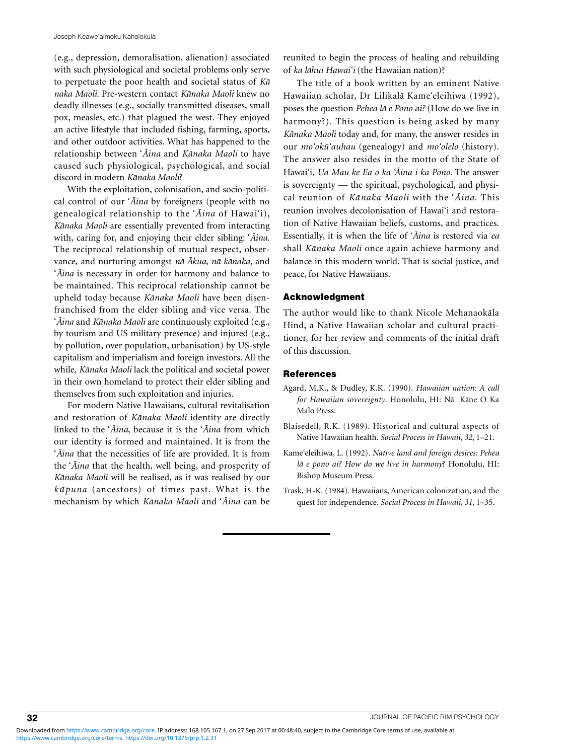(e.g., depression, demoralisation, alienation) associated with such physiological and societal problems only serve to perpetuate the poor health and societal status of *Kānaka Maoli*. Pre-western contact *Kānaka Maoli* knew no deadly illnesses (e.g., socially transmitted diseases, small pox, measles, etc.) that plagued the west. They enjoyed an active lifestyle that included fishing, farming, sports, and other outdoor activities. What has happened to the relationship between ʻ*Āina* and *Kānaka Maoli* to have caused such physiological, psychological, and social discord in modern *Kānaka Maoli*?

With the exploitation, colonisation, and socio-political control of our ʻ*Āina* by foreigners (people with no genealogical relationship to the ʻ*Āina* of Hawaiʻi), *Kānaka Maoli* are essentially prevented from interacting with, caring for, and enjoying their elder sibling: ʻ*Āina*. The reciprocal relationship of mutual respect, observance, and nurturing amongst *nā Ākua, nā kānaka,* and ʻ*Āina* is necessary in order for harmony and balance to be maintained. This reciprocal relationship cannot be upheld today because *Kānaka Maoli* have been disenfranchised from the elder sibling and vice versa. The ʻ*Āina* and *Kānaka Maoli* are continuously exploited (e.g., by tourism and US military presence) and injured (e.g., by pollution, over population, urbanisation) by US-style capitalism and imperialism and foreign investors. All the while, *Kānaka Maoli* lack the political and societal power in their own homeland to protect their elder sibling and themselves from such exploitation and injuries.

For modern Native Hawaiians, cultural revitalisation and restoration of *Kānaka Maoli* identity are directly linked to the ʻ*Āina*, because it is the ʻ*Āina* from which our identity is formed and maintained. It is from the ʻ*Āina* that the necessities of life are provided. It is from the ʻ*Āina* that the health, well being, and prosperity of *Kānaka Maoli* will be realised, as it was realised by our *kūpuna* (ancestors) of times past. What is the mechanism by which *Kānaka Maoli* and ʻ*Āina* can be reunited to begin the process of healing and rebuilding of *ka lāhui Hawaiʻi* (the Hawaiian nation)?

The title of a book written by an eminent Native Hawaiian scholar, Dr Lilikalā Kameʻeleihiwa (1992), poses the question *Pehea lā e Pono ai?* (How do we live in harmony?). This question is being asked by many *Kānaka Maoli* today and, for many, the answer resides in our *moʻokūʻauhau* (genealogy) and *moʻolelo* (history). The answer also resides in the motto of the State of Hawaiʻi, *Ua Mau ke Ea o ka ʻĀina i ka Pono*. The answer is sovereignty — the spiritual, psychological, and physical reunion of *Kānaka Maoli* with the ʻ*Āina*. This reunion involves decolonisation of Hawaiʻi and restoration of Native Hawaiian beliefs, customs, and practices. Essentially, it is when the life of ʻ*Āina* is restored via *ea* shall *Kānaka Maoli* once again achieve harmony and balance in this modern world. That is social justice, and peace, for Native Hawaiians.

## Acknowledgment

The author would like to thank Nicole Mehanaokāla Hind, a Native Hawaiian scholar and cultural practitioner, for her review and comments of the initial draft of this discussion.

## References

Agard, M.K., & Dudley, K.K. (1990). *Hawaiian nation: A call for Hawaiian sovereignty*. Honolulu, HI: Nā Kāne O Ka Malo Press.

Blaisedell, R.K. (1989). Historical and cultural aspects of Native Hawaiian health. *Social Process in Hawaii*, *32*, 1–21.

Kameʻeleihiwa, L. (1992). *Native land and foreign desires: Pehea lā e pono ai? How do we live in harmony*? Honolulu, HI: Bishop Museum Press.

Trask, H-K. (1984). Hawaiians, American colonization, and the quest for independence. *Social Process in Hawaii*, *31*, 1–35.